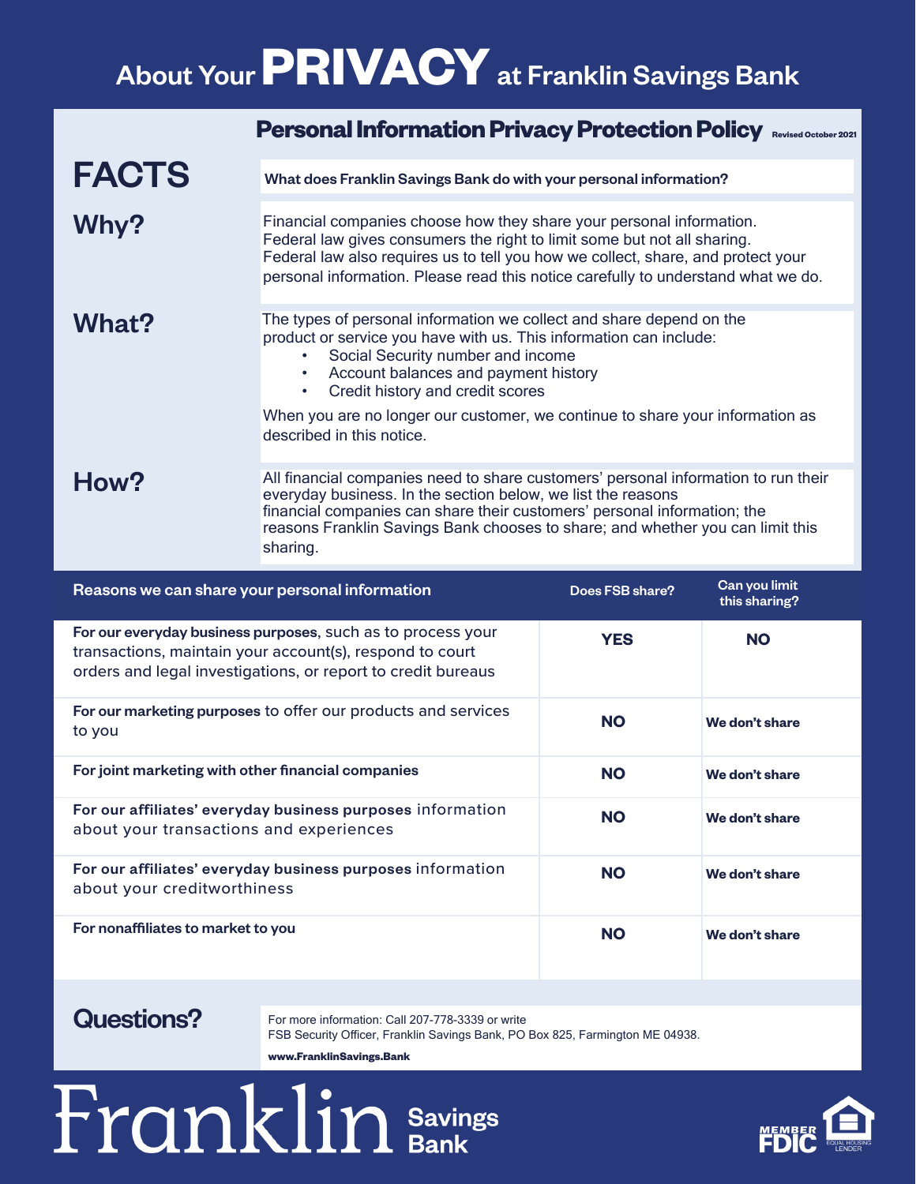# About Your PRIVACY at Franklin Savings Bank

## Personal Information Privacy Protection Policy

Revised October 2021

| FACTS | What does Franklin Savings Bank do with your personal information? |
|---|---|
| **Why?** | Financial companies choose how they share your personal information. Federal law gives consumers the right to limit some but not all sharing. Federal law also requires us to tell you how we collect, share, and protect your personal information. Please read this notice carefully to understand what we do. |
| **What?** | The types of personal information we collect and share depend on the product or service you have with us. This information can include: • Social Security number and income • Account balances and payment history • Credit history and credit scores When you are no longer our customer, we continue to share your information as described in this notice. |
| **How?** | All financial companies need to share customers' personal information to run their everyday business. In the section below, we list the reasons financial companies can share their customers' personal information; the reasons Franklin Savings Bank chooses to share; and whether you can limit this sharing. |

| Reasons we can share your personal information | Does FSB share? | Can you limit this sharing? |
|---|---|---|
| **For our everyday business purposes**, such as to process your transactions, maintain your account(s), respond to court orders and legal investigations, or report to credit bureaus | **YES** | **NO** |
| **For our marketing purposes** to offer our products and services to you | **NO** | **We don't share** |
| **For joint marketing with other financial companies** | **NO** | **We don't share** |
| **For our affiliates' everyday business purposes** information about your transactions and experiences | **NO** | **We don't share** |
| **For our affiliates' everyday business purposes** information about your creditworthiness | **NO** | **We don't share** |
| **For nonaffiliates to market to you** | **NO** | **We don't share** |

## Questions?

For more information: Call 207-778-3339 or write
FSB Security Officer, Franklin Savings Bank, PO Box 825, Farmington ME 04938.

**www.FranklinSavings.Bank**

Franklin Savings Bank

MEMBER FDIC · EQUAL HOUSING LENDER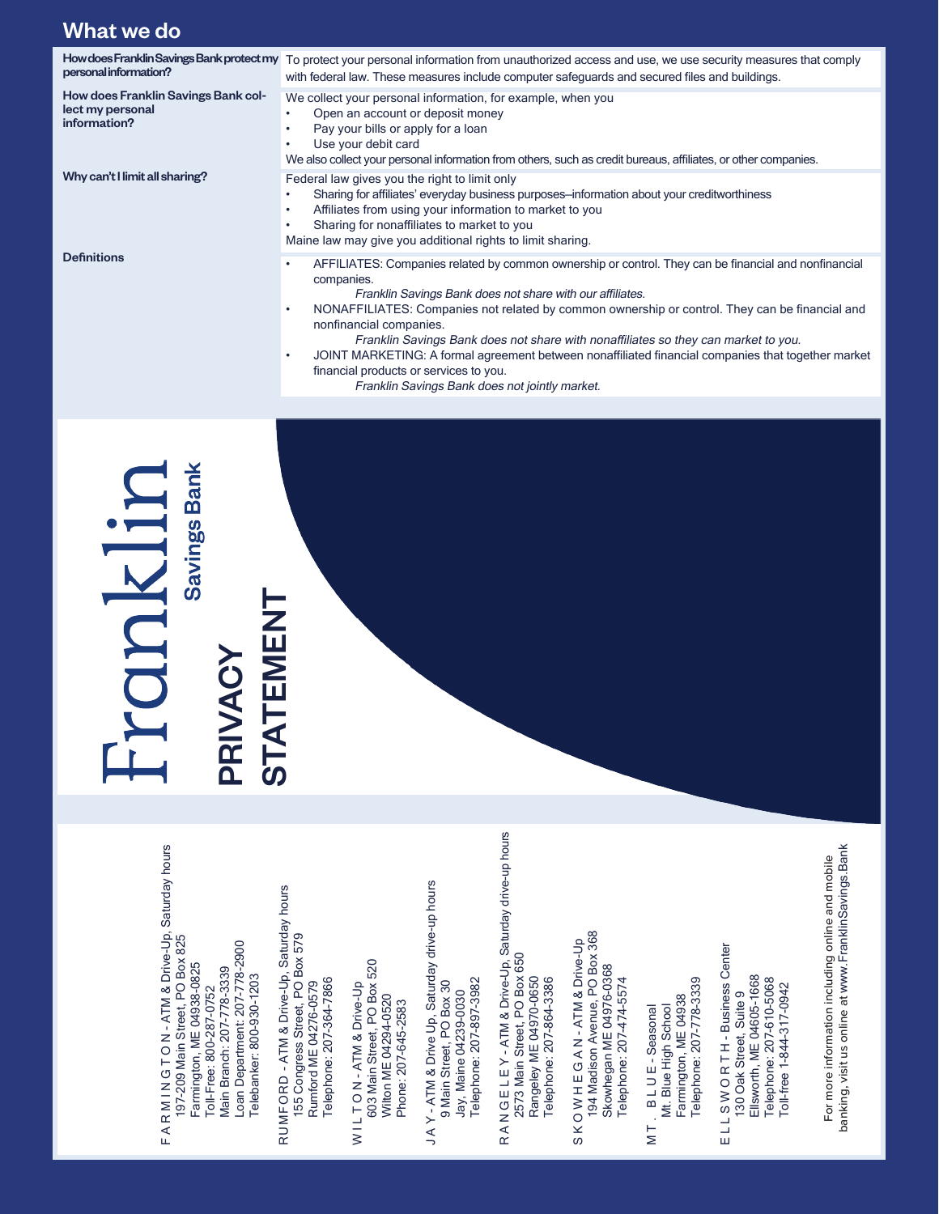## What we do

| | |
|---|---|
| **How does Franklin Savings Bank protect my personal information?** | To protect your personal information from unauthorized access and use, we use security measures that comply with federal law. These measures include computer safeguards and secured files and buildings. |
| **How does Franklin Savings Bank collect my personal information?** | We collect your personal information, for example, when you<br>• Open an account or deposit money<br>• Pay your bills or apply for a loan<br>• Use your debit card<br>We also collect your personal information from others, such as credit bureaus, affiliates, or other companies. |
| **Why can't I limit all sharing?** | Federal law gives you the right to limit only<br>• Sharing for affiliates' everyday business purposes—information about your creditworthiness<br>• Affiliates from using your information to market to you<br>• Sharing for nonaffiliates to market to you<br>Maine law may give you additional rights to limit sharing. |
| **Definitions** | • AFFILIATES: Companies related by common ownership or control. They can be financial and nonfinancial companies.<br>*Franklin Savings Bank does not share with our affiliates.*<br>• NONAFFILIATES: Companies not related by common ownership or control. They can be financial and nonfinancial companies.<br>*Franklin Savings Bank does not share with nonaffiliates so they can market to you.*<br>• JOINT MARKETING: A formal agreement between nonaffiliated financial companies that together market financial products or services to you.<br>*Franklin Savings Bank does not jointly market.* |

# Franklin Savings Bank

# PRIVACY STATEMENT

**FARMINGTON** - ATM & Drive-Up, Saturday hours
197-209 Main Street, PO Box 825
Farmington, ME 04938-0825
Toll-Free: 800-287-0752
Main Branch: 207-778-3339
Loan Department: 207-778-2900
Telebanker: 800-930-1203

**RUMFORD** - ATM & Drive-Up, Saturday hours
155 Congress Street, PO Box 579
Rumford ME 04276-0579
Telephone: 207-364-7866

**WILTON** - ATM & Drive-Up
603 Main Street, PO Box 520
Wilton ME 04294-0520
Phone: 207-645-2583

**JAY** - ATM & Drive Up, Saturday drive-up hours
9 Main Street, PO Box 30
Jay, Maine 04239-0030
Telephone: 207-897-3982

**RANGELEY** - ATM & Drive-Up, Saturday drive-up hours
2573 Main Street, PO Box 650
Rangeley ME 04970-0650
Telephone: 207-864-3386

**SKOWHEGAN** - ATM & Drive-Up
194 Madison Avenue, PO Box 368
Skowhegan ME 04976-0368
Telephone: 207-474-5574

**MT. BLUE** - Seasonal
Mt. Blue High School
Farmington, ME 04938
Telephone: 207-778-3339

**ELLSWORTH** - Business Center
130 Oak Street, Suite 9
Ellsworth, ME 04605-1668
Telephone: 207-610-5068
Toll-free 1-844-317-0942

For more information including online and mobile banking, visit us online at www.FranklinSavings.Bank